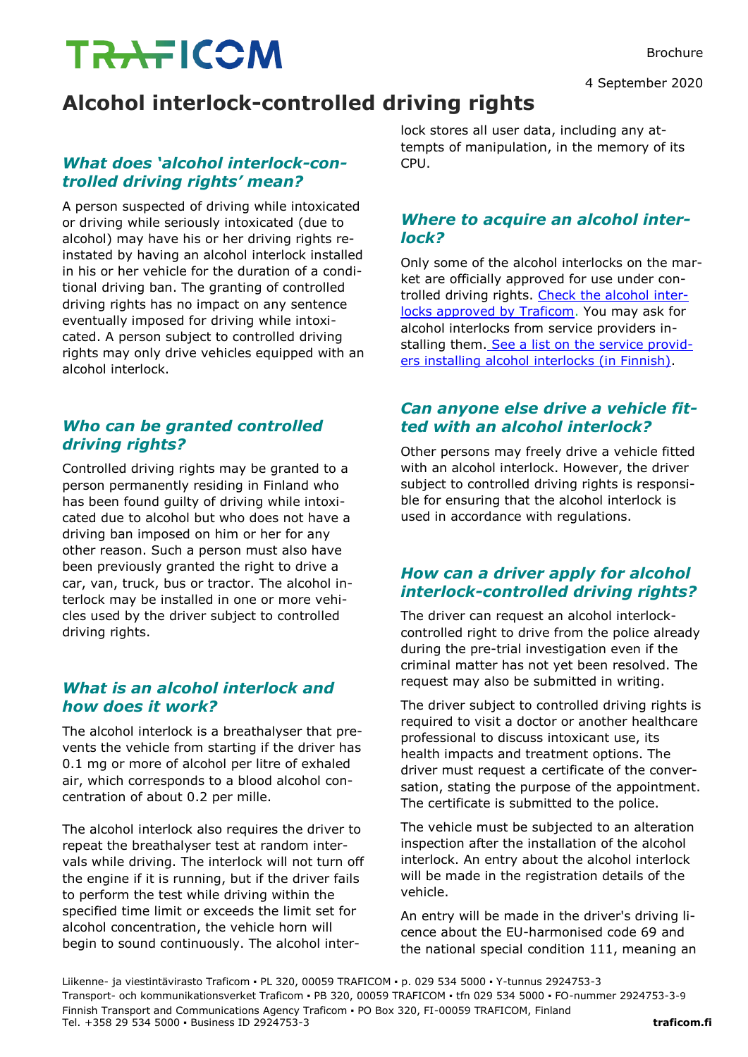TRAFICOM

Brochure

4 September 2020

# Alcohol interlock-controlled driving rights

## *What does 'alcohol interlock-controlled driving rights' mean?*

A person suspected of driving while intoxicated or driving while seriously intoxicated (due to alcohol) may have his or her driving rights reinstated by having an alcohol interlock installed in his or her vehicle for the duration of a conditional driving ban. The granting of controlled driving rights has no impact on any sentence eventually imposed for driving while intoxicated. A person subject to controlled driving rights may only drive vehicles equipped with an alcohol interlock.

## *Who can be granted controlled driving rights?*

Controlled driving rights may be granted to a person permanently residing in Finland who has been found guilty of driving while intoxicated due to alcohol but who does not have a driving ban imposed on him or her for any other reason. Such a person must also have been previously granted the right to drive a car, van, truck, bus or tractor. The alcohol interlock may be installed in one or more vehicles used by the driver subject to controlled driving rights.

## *What is an alcohol interlock and how does it work?*

The alcohol interlock is a breathalyser that prevents the vehicle from starting if the driver has 0.1 mg or more of alcohol per litre of exhaled air, which corresponds to a blood alcohol concentration of about 0.2 per mille.

The alcohol interlock also requires the driver to repeat the breathalyser test at random intervals while driving. The interlock will not turn off the engine if it is running, but if the driver fails to perform the test while driving within the specified time limit or exceeds the limit set for alcohol concentration, the vehicle horn will begin to sound continuously. The alcohol interlock stores all user data, including any attempts of manipulation, in the memory of its CPU.

## *Where to acquire an alcohol interlock?*

Only some of the alcohol interlocks on the market are officially approved for use under controlled driving rights. [Check the alcohol interlocks approved by Traficom](). You may ask for alcohol interlocks from service providers installing them. [See a list on the service providers installing alcohol interlocks (in Finnish)]().

## *Can anyone else drive a vehicle fitted with an alcohol interlock?*

Other persons may freely drive a vehicle fitted with an alcohol interlock. However, the driver subject to controlled driving rights is responsible for ensuring that the alcohol interlock is used in accordance with regulations.

## *How can a driver apply for alcohol interlock-controlled driving rights?*

The driver can request an alcohol interlock-controlled right to drive from the police already during the pre-trial investigation even if the criminal matter has not yet been resolved. The request may also be submitted in writing.

The driver subject to controlled driving rights is required to visit a doctor or another healthcare professional to discuss intoxicant use, its health impacts and treatment options. The driver must request a certificate of the conversation, stating the purpose of the appointment. The certificate is submitted to the police.

The vehicle must be subjected to an alteration inspection after the installation of the alcohol interlock. An entry about the alcohol interlock will be made in the registration details of the vehicle.

An entry will be made in the driver's driving licence about the EU-harmonised code 69 and the national special condition 111, meaning an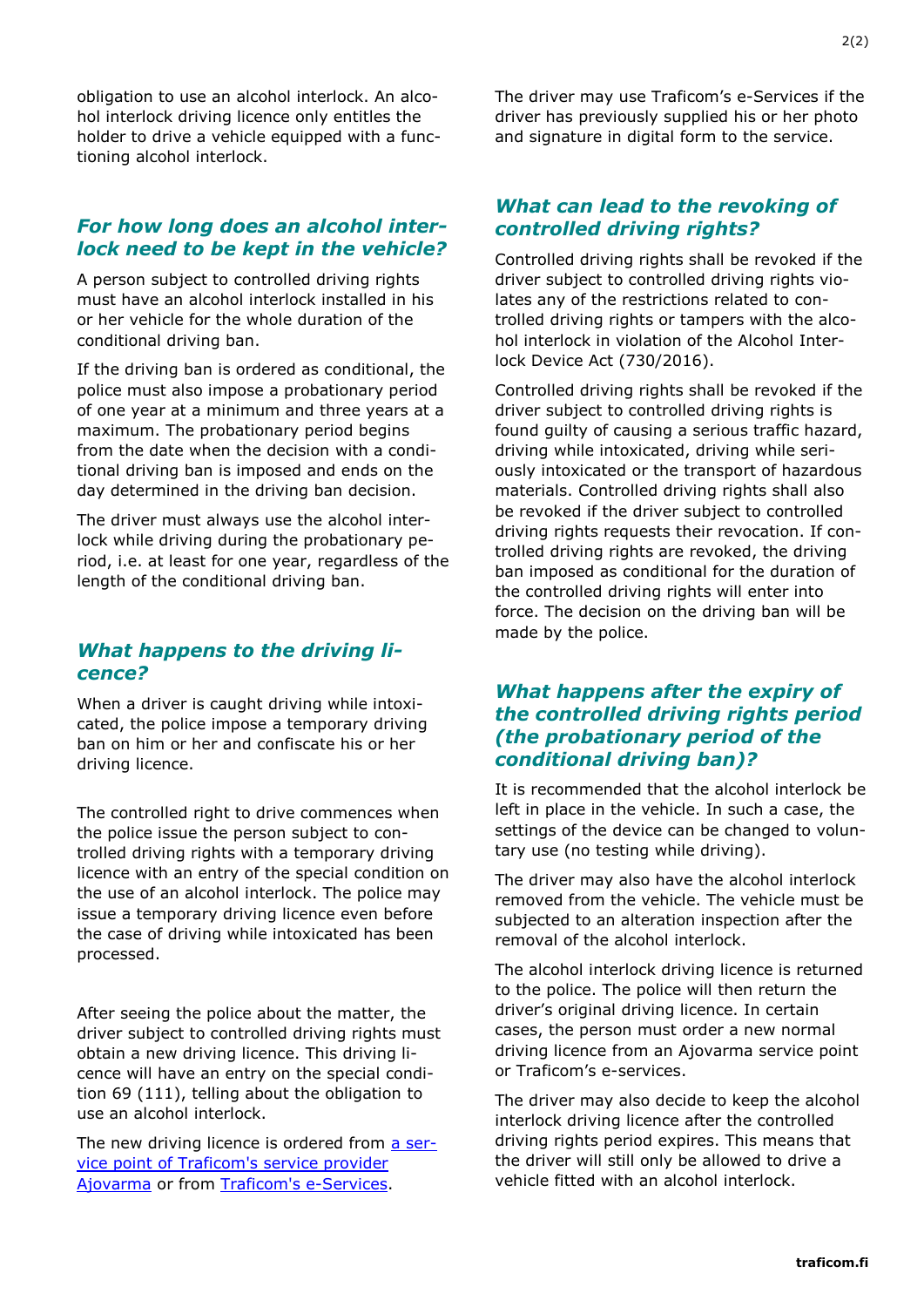obligation to use an alcohol interlock. An alcohol interlock driving licence only entitles the holder to drive a vehicle equipped with a functioning alcohol interlock.

## *For how long does an alcohol interlock need to be kept in the vehicle?*

A person subject to controlled driving rights must have an alcohol interlock installed in his or her vehicle for the whole duration of the conditional driving ban.

If the driving ban is ordered as conditional, the police must also impose a probationary period of one year at a minimum and three years at a maximum. The probationary period begins from the date when the decision with a conditional driving ban is imposed and ends on the day determined in the driving ban decision.

The driver must always use the alcohol interlock while driving during the probationary period, i.e. at least for one year, regardless of the length of the conditional driving ban.

## *What happens to the driving licence?*

When a driver is caught driving while intoxicated, the police impose a temporary driving ban on him or her and confiscate his or her driving licence.

The controlled right to drive commences when the police issue the person subject to controlled driving rights with a temporary driving licence with an entry of the special condition on the use of an alcohol interlock. The police may issue a temporary driving licence even before the case of driving while intoxicated has been processed.

After seeing the police about the matter, the driver subject to controlled driving rights must obtain a new driving licence. This driving licence will have an entry on the special condition 69 (111), telling about the obligation to use an alcohol interlock.

The new driving licence is ordered from [a service point of Traficom's service provider Ajovarma]() or from [Traficom's e-Services]().

The driver may use Traficom's e-Services if the driver has previously supplied his or her photo and signature in digital form to the service.

## *What can lead to the revoking of controlled driving rights?*

Controlled driving rights shall be revoked if the driver subject to controlled driving rights violates any of the restrictions related to controlled driving rights or tampers with the alcohol interlock in violation of the Alcohol Interlock Device Act (730/2016).

Controlled driving rights shall be revoked if the driver subject to controlled driving rights is found guilty of causing a serious traffic hazard, driving while intoxicated, driving while seriously intoxicated or the transport of hazardous materials. Controlled driving rights shall also be revoked if the driver subject to controlled driving rights requests their revocation. If controlled driving rights are revoked, the driving ban imposed as conditional for the duration of the controlled driving rights will enter into force. The decision on the driving ban will be made by the police.

## *What happens after the expiry of the controlled driving rights period (the probationary period of the conditional driving ban)?*

It is recommended that the alcohol interlock be left in place in the vehicle. In such a case, the settings of the device can be changed to voluntary use (no testing while driving).

The driver may also have the alcohol interlock removed from the vehicle. The vehicle must be subjected to an alteration inspection after the removal of the alcohol interlock.

The alcohol interlock driving licence is returned to the police. The police will then return the driver's original driving licence. In certain cases, the person must order a new normal driving licence from an Ajovarma service point or Traficom's e-services.

The driver may also decide to keep the alcohol interlock driving licence after the controlled driving rights period expires. This means that the driver will still only be allowed to drive a vehicle fitted with an alcohol interlock.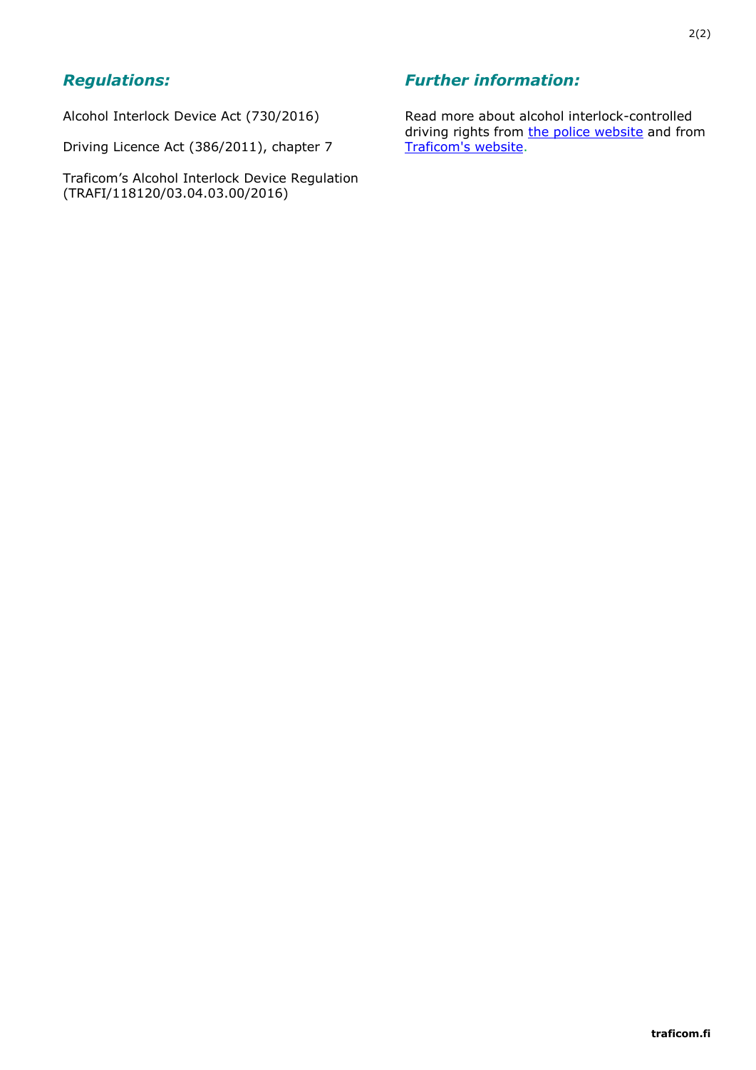## *Regulations:*

Alcohol Interlock Device Act (730/2016)

Driving Licence Act (386/2011), chapter 7

Traficom's Alcohol Interlock Device Regulation (TRAFI/118120/03.04.03.00/2016)

## *Further information:*

Read more about alcohol interlock-controlled driving rights from the police website and from Traficom's website.